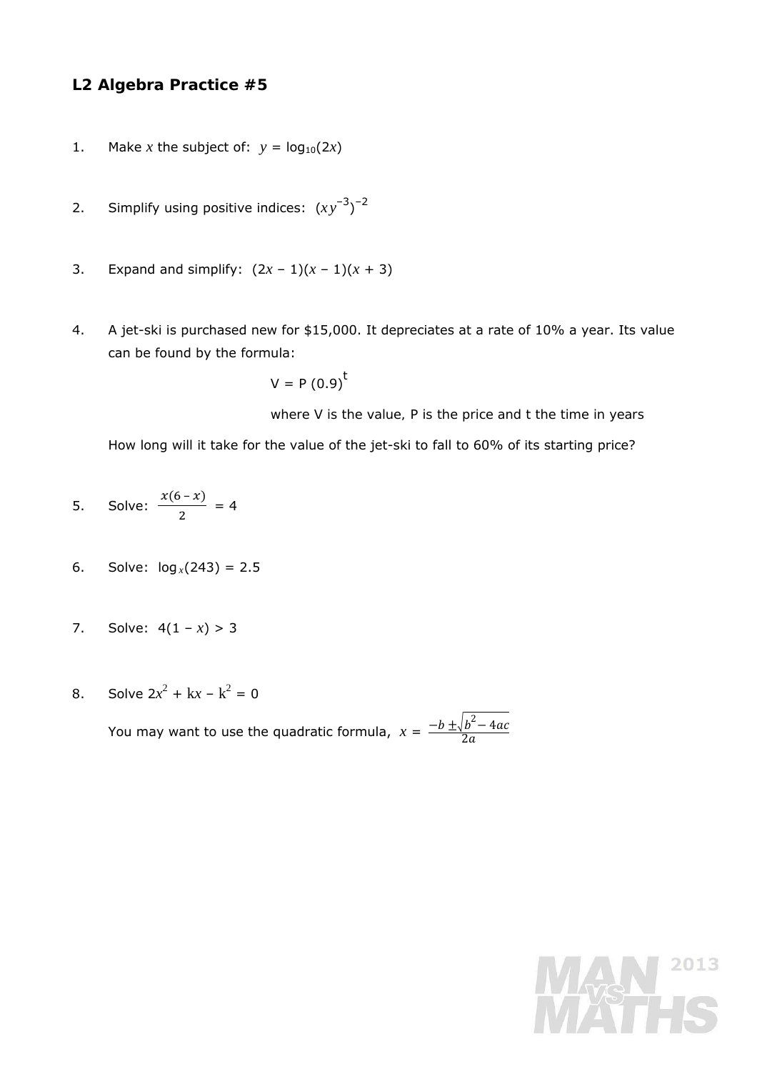## L2 Algebra Practice #5

1. Make $x$ the subject of: $y = \log_{10}(2x)$

2. Simplify using positive indices: $(xy^{-3})^{-2}$

3. Expand and simplify: $(2x - 1)(x - 1)(x + 3)$

4. A jet-ski is purchased new for $15,000. It depreciates at a rate of 10% a year. Its value can be found by the formula:

   $$V = P\,(0.9)^t$$

   where V is the value, P is the price and t the time in years

   How long will it take for the value of the jet-ski to fall to 60% of its starting price?

5. Solve: $\dfrac{x(6-x)}{2} = 4$

6. Solve: $\log_x(243) = 2.5$

7. Solve: $4(1 - x) > 3$

8. Solve $2x^2 + kx - k^2 = 0$

   You may want to use the quadratic formula, $x = \dfrac{-b \pm \sqrt{b^2 - 4ac}}{2a}$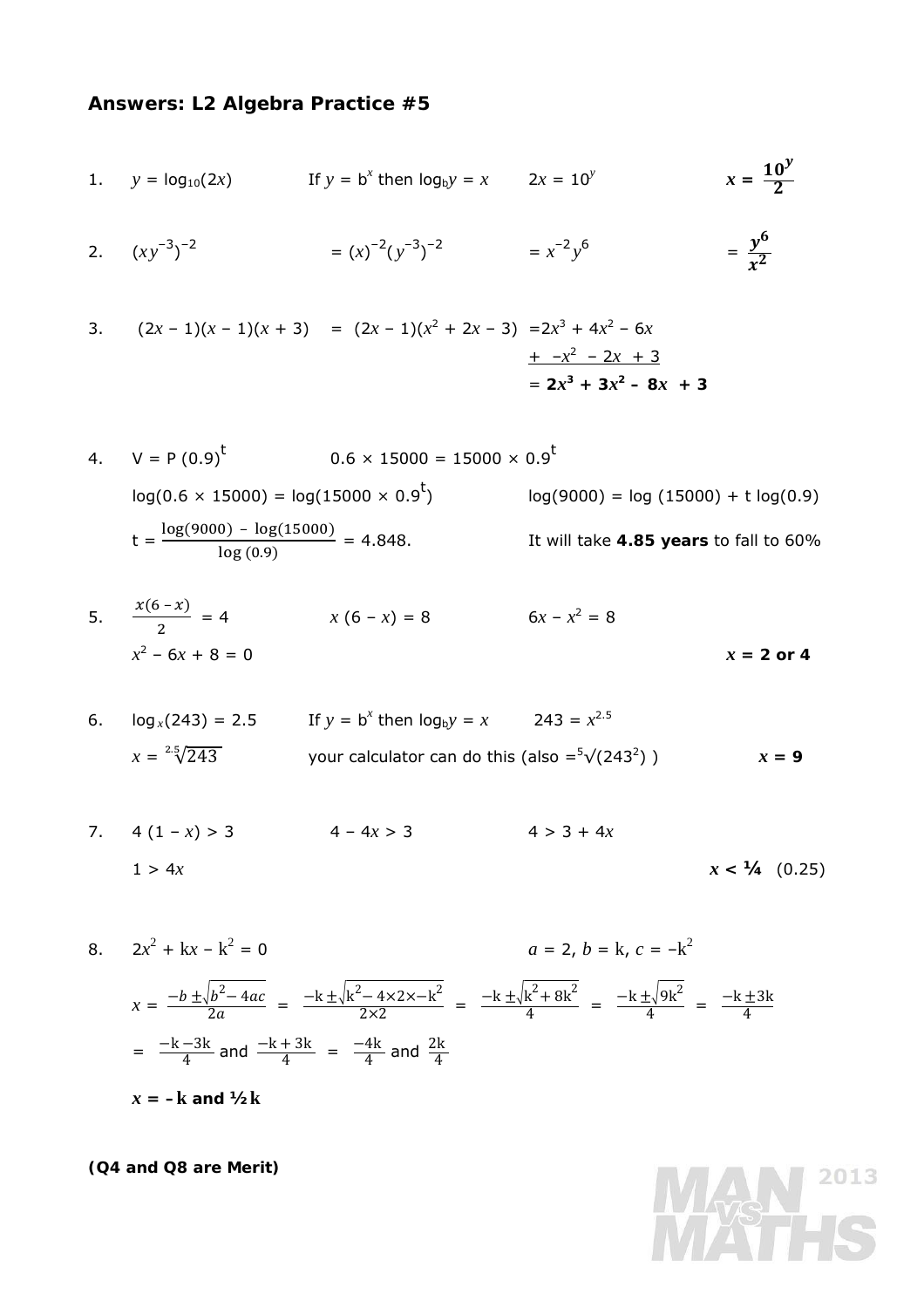**Answers: L2 Algebra Practice #5**

1. $y = \log_{10}(2x)$ If $y = b^x$ then $\log_b y = x$ $2x = 10^y$ $\boldsymbol{x = \frac{10^y}{2}}$

2. $(xy^{-3})^{-2}$ $= (x)^{-2}(y^{-3})^{-2}$ $= x^{-2}y^6$ $= \boldsymbol{\frac{y^6}{x^2}}$

3. $(2x - 1)(x - 1)(x + 3) = (2x - 1)(x^2 + 2x - 3)$ $= 2x^3 + 4x^2 - 6x$

   $+ \; -x^2 - 2x + 3$

   $= \boldsymbol{2x^3 + 3x^2 - 8x + 3}$

4. $V = P\,(0.9)^t$ $0.6 \times 15000 = 15000 \times 0.9^t$

   $\log(0.6 \times 15000) = \log(15000 \times 0.9^t)$ $\log(9000) = \log(15000) + t\log(0.9)$

   $t = \frac{\log(9000) - \log(15000)}{\log(0.9)} = 4.848.$ It will take **4.85 years** to fall to 60%

5. $\frac{x(6 - x)}{2} = 4$ $x(6 - x) = 8$ $6x - x^2 = 8$

   $x^2 - 6x + 8 = 0$ $\boldsymbol{x = 2 \text{ or } 4}$

6. $\log_x(243) = 2.5$ If $y = b^x$ then $\log_b y = x$ $243 = x^{2.5}$

   $x = \sqrt[2.5]{243}$ your calculator can do this (also $= \sqrt[5]{(243^2)}$ ) $\boldsymbol{x = 9}$

7. $4(1 - x) > 3$ $4 - 4x > 3$ $4 > 3 + 4x$

   $1 > 4x$ $\boldsymbol{x < \frac{1}{4}}$ (0.25)

8. $2x^2 + kx - k^2 = 0$ $a = 2,\ b = k,\ c = -k^2$

   $$x = \frac{-b \pm \sqrt{b^2 - 4ac}}{2a} = \frac{-k \pm \sqrt{k^2 - 4 \times 2 \times -k^2}}{2 \times 2} = \frac{-k \pm \sqrt{k^2 + 8k^2}}{4} = \frac{-k \pm \sqrt{9k^2}}{4} = \frac{-k \pm 3k}{4}$$

   $$= \frac{-k - 3k}{4} \text{ and } \frac{-k + 3k}{4} = \frac{-4k}{4} \text{ and } \frac{2k}{4}$$

   $\boldsymbol{x = -k \text{ and } \frac{1}{2}k}$

**(Q4 and Q8 are Merit)**